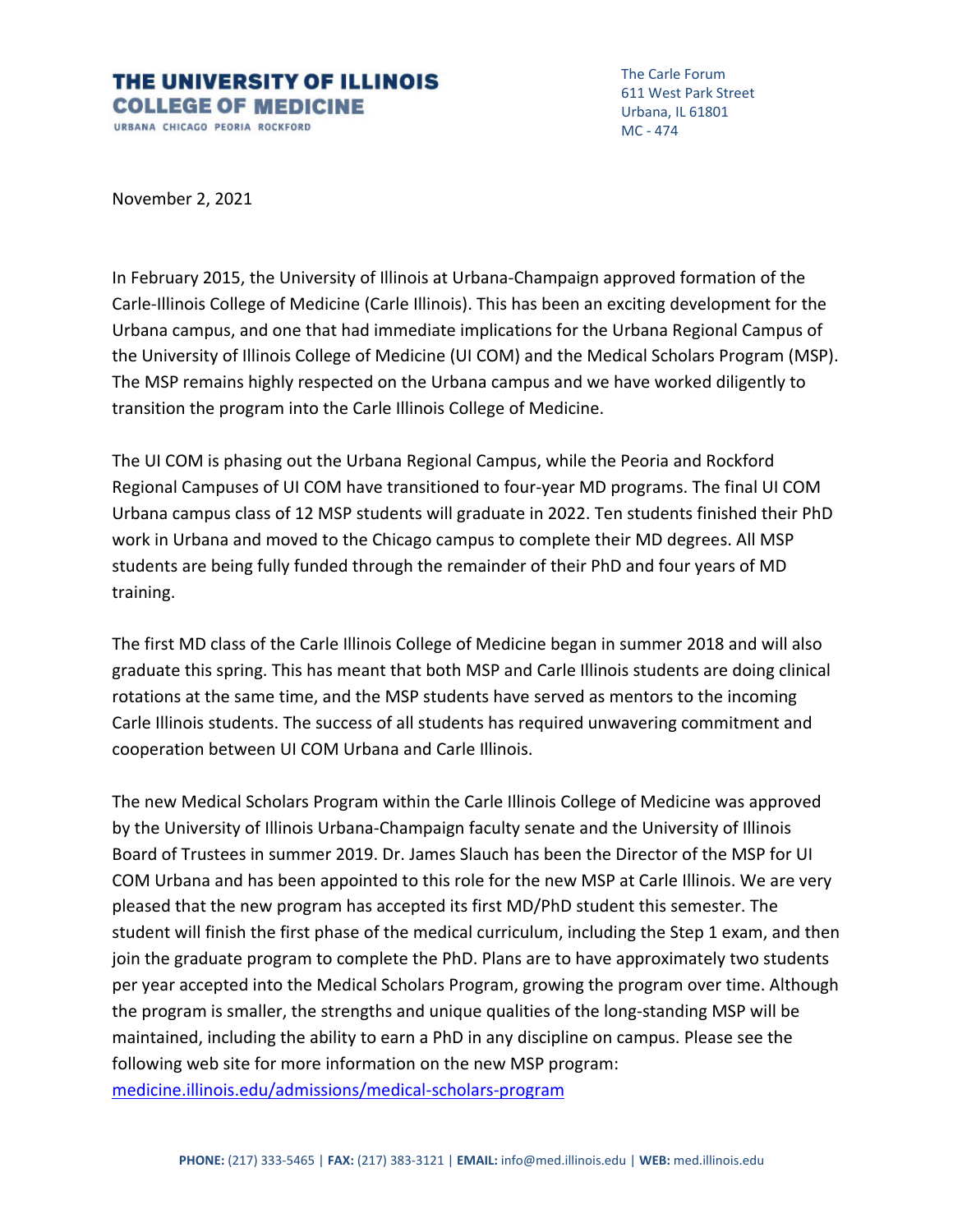**THE UNIVERSITY OF ILLINOIS**
**COLLEGE OF MEDICINE**
URBANA CHICAGO PEORIA ROCKFORD

The Carle Forum
611 West Park Street
Urbana, IL 61801
MC - 474

November 2, 2021

In February 2015, the University of Illinois at Urbana-Champaign approved formation of the Carle-Illinois College of Medicine (Carle Illinois). This has been an exciting development for the Urbana campus, and one that had immediate implications for the Urbana Regional Campus of the University of Illinois College of Medicine (UI COM) and the Medical Scholars Program (MSP). The MSP remains highly respected on the Urbana campus and we have worked diligently to transition the program into the Carle Illinois College of Medicine.

The UI COM is phasing out the Urbana Regional Campus, while the Peoria and Rockford Regional Campuses of UI COM have transitioned to four-year MD programs. The final UI COM Urbana campus class of 12 MSP students will graduate in 2022. Ten students finished their PhD work in Urbana and moved to the Chicago campus to complete their MD degrees. All MSP students are being fully funded through the remainder of their PhD and four years of MD training.

The first MD class of the Carle Illinois College of Medicine began in summer 2018 and will also graduate this spring. This has meant that both MSP and Carle Illinois students are doing clinical rotations at the same time, and the MSP students have served as mentors to the incoming Carle Illinois students. The success of all students has required unwavering commitment and cooperation between UI COM Urbana and Carle Illinois.

The new Medical Scholars Program within the Carle Illinois College of Medicine was approved by the University of Illinois Urbana-Champaign faculty senate and the University of Illinois Board of Trustees in summer 2019. Dr. James Slauch has been the Director of the MSP for UI COM Urbana and has been appointed to this role for the new MSP at Carle Illinois. We are very pleased that the new program has accepted its first MD/PhD student this semester. The student will finish the first phase of the medical curriculum, including the Step 1 exam, and then join the graduate program to complete the PhD. Plans are to have approximately two students per year accepted into the Medical Scholars Program, growing the program over time. Although the program is smaller, the strengths and unique qualities of the long-standing MSP will be maintained, including the ability to earn a PhD in any discipline on campus. Please see the following web site for more information on the new MSP program: [medicine.illinois.edu/admissions/medical-scholars-program](medicine.illinois.edu/admissions/medical-scholars-program)

**PHONE:** (217) 333-5465 | **FAX:** (217) 383-3121 | **EMAIL:** info@med.illinois.edu | **WEB:** med.illinois.edu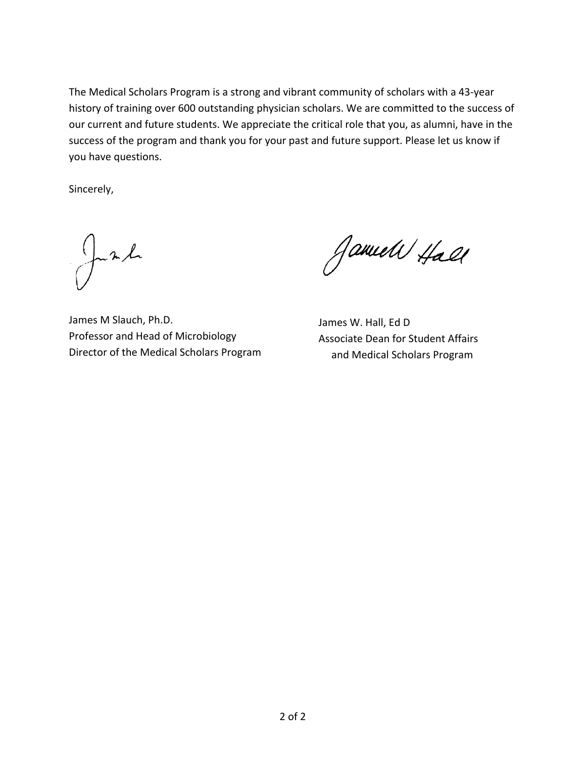The Medical Scholars Program is a strong and vibrant community of scholars with a 43-year history of training over 600 outstanding physician scholars. We are committed to the success of our current and future students. We appreciate the critical role that you, as alumni, have in the success of the program and thank you for your past and future support. Please let us know if you have questions.

Sincerely,

James M Slauch, Ph.D.
Professor and Head of Microbiology
Director of the Medical Scholars Program

James W. Hall, Ed D
Associate Dean for Student Affairs
and Medical Scholars Program